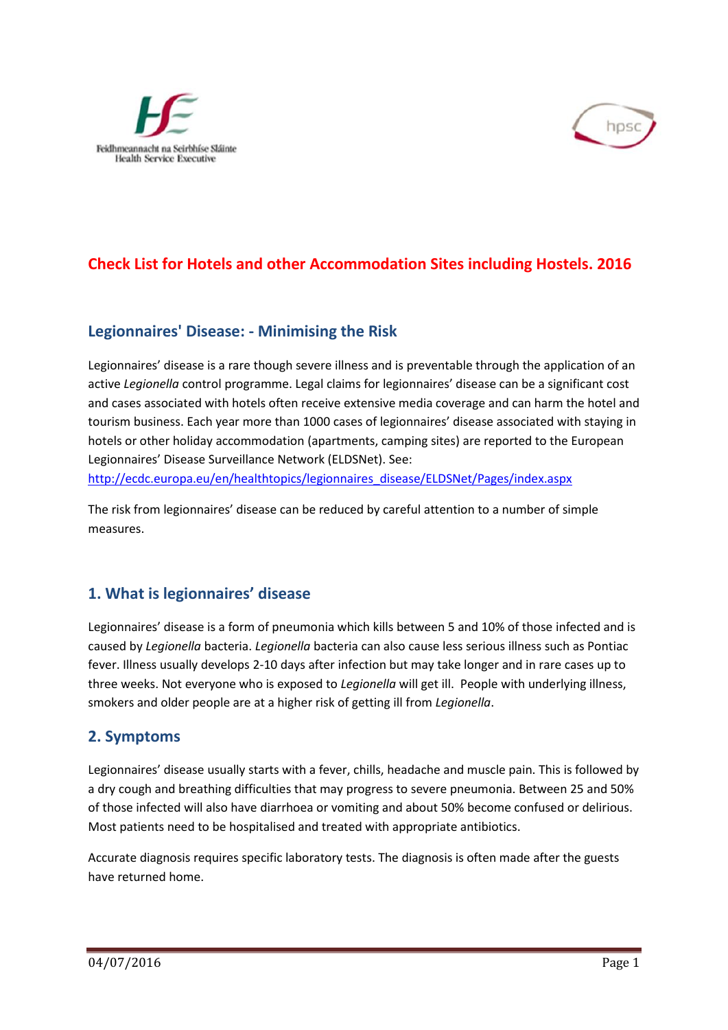# Check List for Hotels and other Accommodation Sites including Hostels. 2016

## Legionnaires' Disease: - Minimising the Risk

Legionnaires' disease is a rare though severe illness and is preventable through the application of an active *Legionella* control programme. Legal claims for legionnaires' disease can be a significant cost and cases associated with hotels often receive extensive media coverage and can harm the hotel and tourism business. Each year more than 1000 cases of legionnaires' disease associated with staying in hotels or other holiday accommodation (apartments, camping sites) are reported to the European Legionnaires' Disease Surveillance Network (ELDSNet). See: http://ecdc.europa.eu/en/healthtopics/legionnaires_disease/ELDSNet/Pages/index.aspx

The risk from legionnaires' disease can be reduced by careful attention to a number of simple measures.

## 1. What is legionnaires' disease

Legionnaires' disease is a form of pneumonia which kills between 5 and 10% of those infected and is caused by *Legionella* bacteria. *Legionella* bacteria can also cause less serious illness such as Pontiac fever. Illness usually develops 2-10 days after infection but may take longer and in rare cases up to three weeks. Not everyone who is exposed to *Legionella* will get ill. People with underlying illness, smokers and older people are at a higher risk of getting ill from *Legionella*.

## 2. Symptoms

Legionnaires' disease usually starts with a fever, chills, headache and muscle pain. This is followed by a dry cough and breathing difficulties that may progress to severe pneumonia. Between 25 and 50% of those infected will also have diarrhoea or vomiting and about 50% become confused or delirious. Most patients need to be hospitalised and treated with appropriate antibiotics.

Accurate diagnosis requires specific laboratory tests. The diagnosis is often made after the guests have returned home.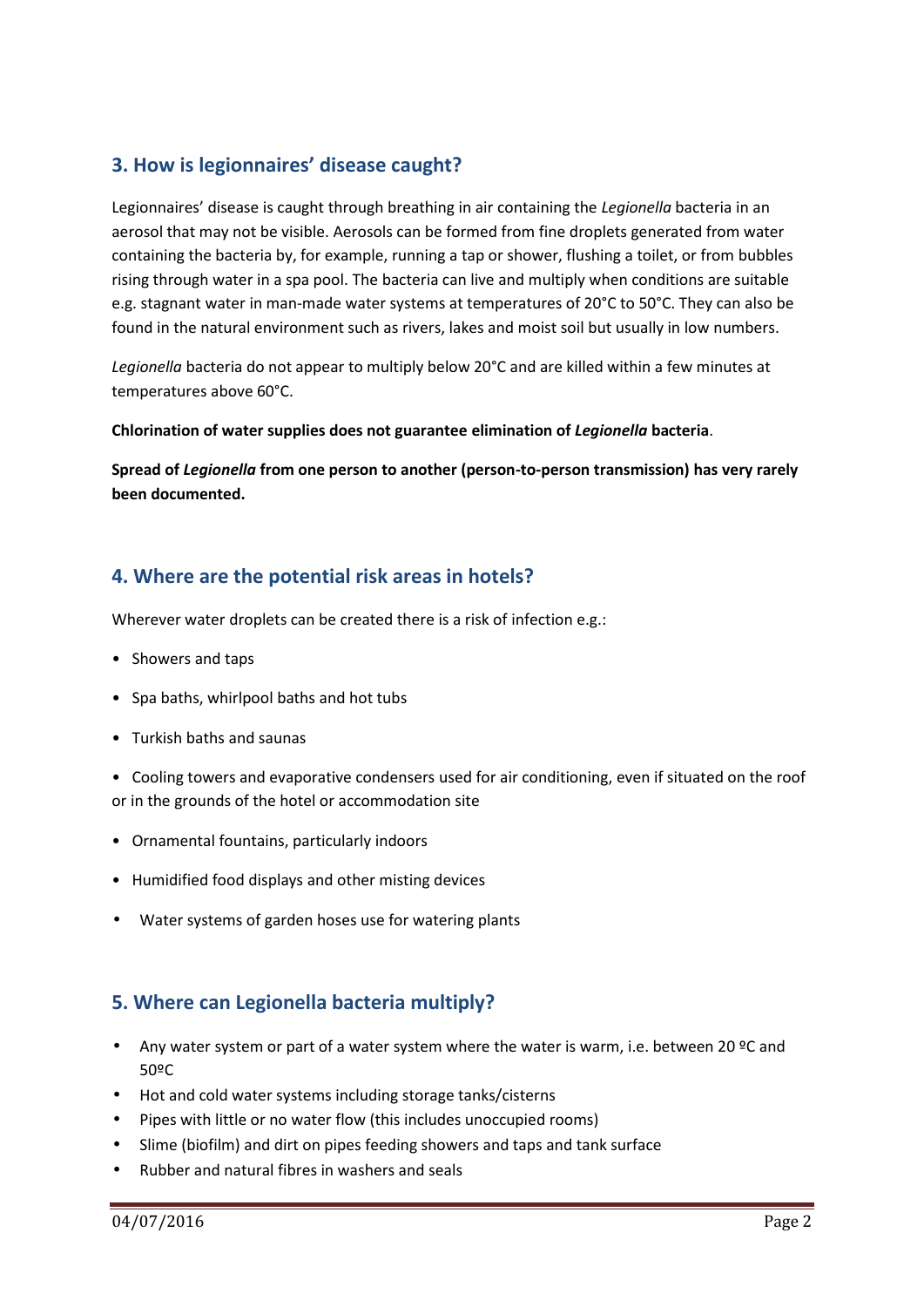## 3. How is legionnaires' disease caught?

Legionnaires' disease is caught through breathing in air containing the *Legionella* bacteria in an aerosol that may not be visible. Aerosols can be formed from fine droplets generated from water containing the bacteria by, for example, running a tap or shower, flushing a toilet, or from bubbles rising through water in a spa pool. The bacteria can live and multiply when conditions are suitable e.g. stagnant water in man-made water systems at temperatures of 20°C to 50°C. They can also be found in the natural environment such as rivers, lakes and moist soil but usually in low numbers.

*Legionella* bacteria do not appear to multiply below 20°C and are killed within a few minutes at temperatures above 60°C.

**Chlorination of water supplies does not guarantee elimination of *Legionella* bacteria**.

**Spread of *Legionella* from one person to another (person-to-person transmission) has very rarely been documented.**

## 4. Where are the potential risk areas in hotels?

Wherever water droplets can be created there is a risk of infection e.g.:

- Showers and taps
- Spa baths, whirlpool baths and hot tubs
- Turkish baths and saunas
- Cooling towers and evaporative condensers used for air conditioning, even if situated on the roof or in the grounds of the hotel or accommodation site
- Ornamental fountains, particularly indoors
- Humidified food displays and other misting devices
- Water systems of garden hoses use for watering plants

## 5. Where can Legionella bacteria multiply?

- Any water system or part of a water system where the water is warm, i.e. between 20 ºC and 50ºC
- Hot and cold water systems including storage tanks/cisterns
- Pipes with little or no water flow (this includes unoccupied rooms)
- Slime (biofilm) and dirt on pipes feeding showers and taps and tank surface
- Rubber and natural fibres in washers and seals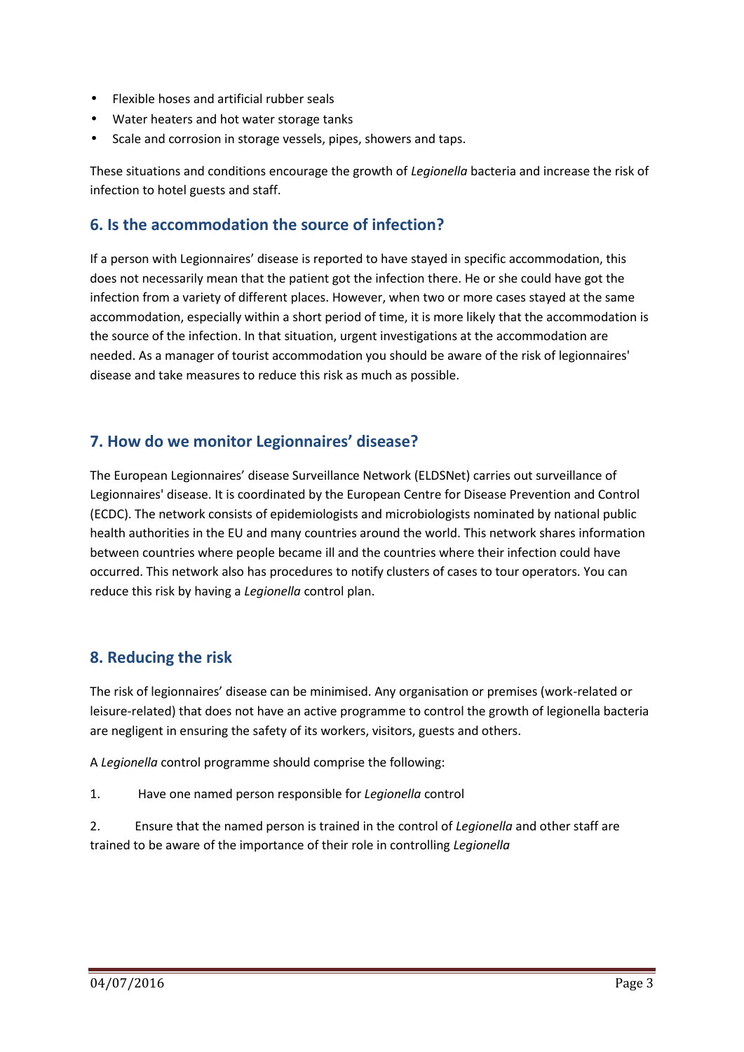- Flexible hoses and artificial rubber seals
- Water heaters and hot water storage tanks
- Scale and corrosion in storage vessels, pipes, showers and taps.

These situations and conditions encourage the growth of *Legionella* bacteria and increase the risk of infection to hotel guests and staff.

## 6. Is the accommodation the source of infection?

If a person with Legionnaires' disease is reported to have stayed in specific accommodation, this does not necessarily mean that the patient got the infection there. He or she could have got the infection from a variety of different places. However, when two or more cases stayed at the same accommodation, especially within a short period of time, it is more likely that the accommodation is the source of the infection. In that situation, urgent investigations at the accommodation are needed. As a manager of tourist accommodation you should be aware of the risk of legionnaires' disease and take measures to reduce this risk as much as possible.

## 7. How do we monitor Legionnaires' disease?

The European Legionnaires' disease Surveillance Network (ELDSNet) carries out surveillance of Legionnaires' disease. It is coordinated by the European Centre for Disease Prevention and Control (ECDC). The network consists of epidemiologists and microbiologists nominated by national public health authorities in the EU and many countries around the world. This network shares information between countries where people became ill and the countries where their infection could have occurred. This network also has procedures to notify clusters of cases to tour operators. You can reduce this risk by having a *Legionella* control plan.

## 8. Reducing the risk

The risk of legionnaires' disease can be minimised. Any organisation or premises (work-related or leisure-related) that does not have an active programme to control the growth of legionella bacteria are negligent in ensuring the safety of its workers, visitors, guests and others.

A *Legionella* control programme should comprise the following:

1. Have one named person responsible for *Legionella* control
2. Ensure that the named person is trained in the control of *Legionella* and other staff are trained to be aware of the importance of their role in controlling *Legionella*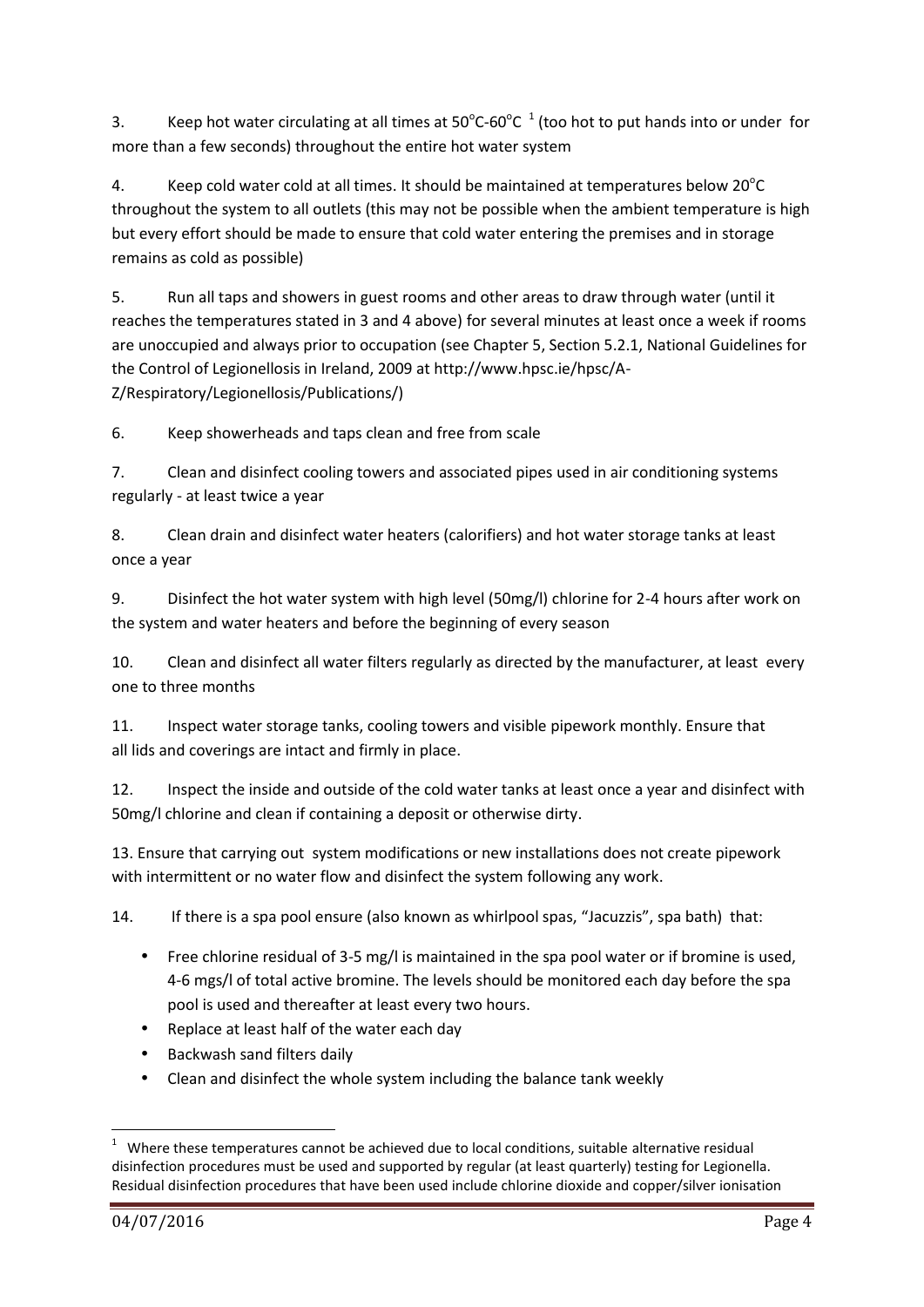3. Keep hot water circulating at all times at 50°C-60°C [1] (too hot to put hands into or under for more than a few seconds) throughout the entire hot water system

4. Keep cold water cold at all times. It should be maintained at temperatures below 20°C throughout the system to all outlets (this may not be possible when the ambient temperature is high but every effort should be made to ensure that cold water entering the premises and in storage remains as cold as possible)

5. Run all taps and showers in guest rooms and other areas to draw through water (until it reaches the temperatures stated in 3 and 4 above) for several minutes at least once a week if rooms are unoccupied and always prior to occupation (see Chapter 5, Section 5.2.1, National Guidelines for the Control of Legionellosis in Ireland, 2009 at http://www.hpsc.ie/hpsc/A-Z/Respiratory/Legionellosis/Publications/)

6. Keep showerheads and taps clean and free from scale

7. Clean and disinfect cooling towers and associated pipes used in air conditioning systems regularly - at least twice a year

8. Clean drain and disinfect water heaters (calorifiers) and hot water storage tanks at least once a year

9. Disinfect the hot water system with high level (50mg/l) chlorine for 2-4 hours after work on the system and water heaters and before the beginning of every season

10. Clean and disinfect all water filters regularly as directed by the manufacturer, at least every one to three months

11. Inspect water storage tanks, cooling towers and visible pipework monthly. Ensure that all lids and coverings are intact and firmly in place.

12. Inspect the inside and outside of the cold water tanks at least once a year and disinfect with 50mg/l chlorine and clean if containing a deposit or otherwise dirty.

13. Ensure that carrying out system modifications or new installations does not create pipework with intermittent or no water flow and disinfect the system following any work.

14. If there is a spa pool ensure (also known as whirlpool spas, "Jacuzzis", spa bath) that:

- Free chlorine residual of 3-5 mg/l is maintained in the spa pool water or if bromine is used, 4-6 mgs/l of total active bromine. The levels should be monitored each day before the spa pool is used and thereafter at least every two hours.
- Replace at least half of the water each day
- Backwash sand filters daily
- Clean and disinfect the whole system including the balance tank weekly

---

[1] Where these temperatures cannot be achieved due to local conditions, suitable alternative residual disinfection procedures must be used and supported by regular (at least quarterly) testing for Legionella. Residual disinfection procedures that have been used include chlorine dioxide and copper/silver ionisation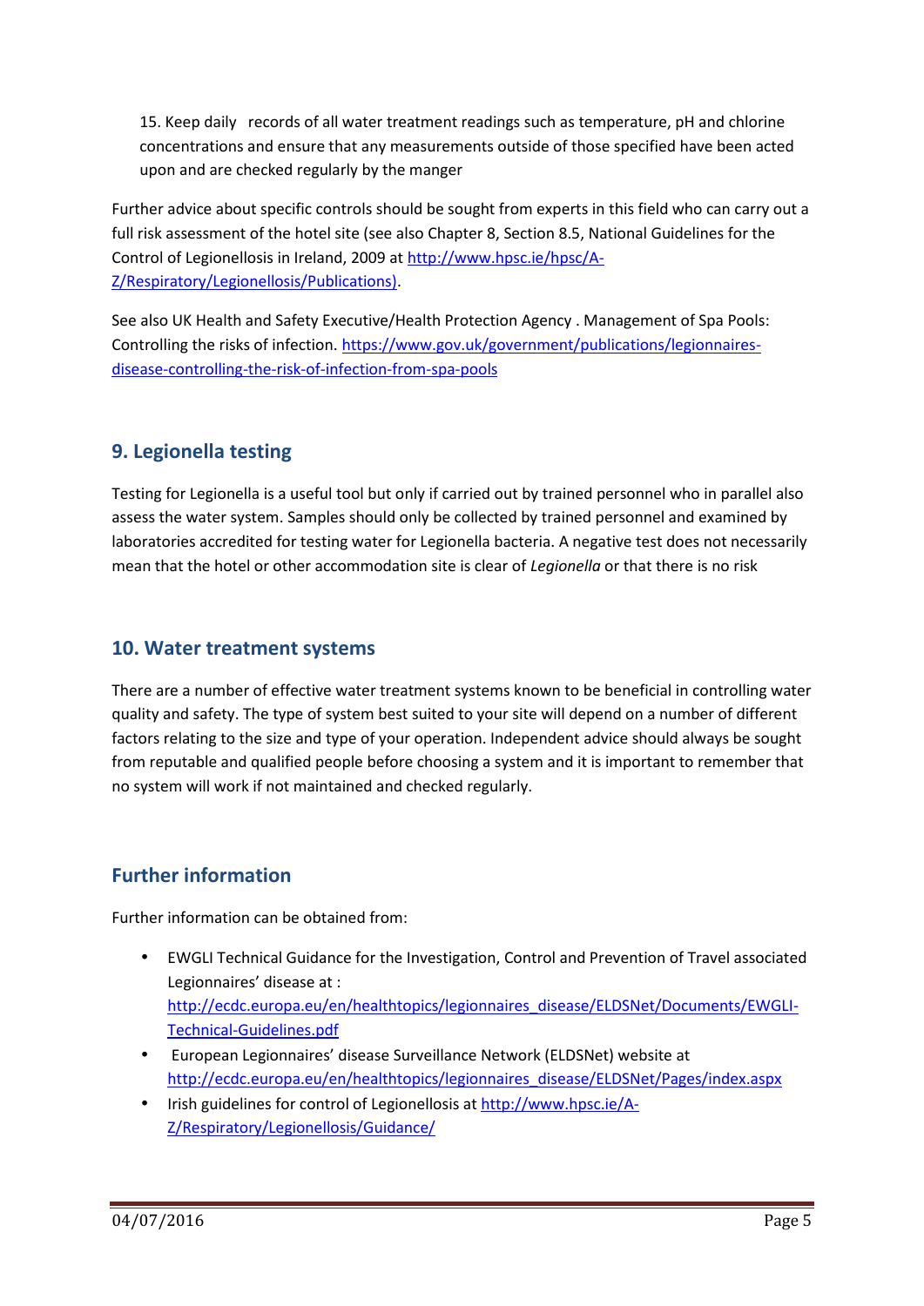15. Keep daily records of all water treatment readings such as temperature, pH and chlorine concentrations and ensure that any measurements outside of those specified have been acted upon and are checked regularly by the manger

Further advice about specific controls should be sought from experts in this field who can carry out a full risk assessment of the hotel site (see also Chapter 8, Section 8.5, National Guidelines for the Control of Legionellosis in Ireland, 2009 at http://www.hpsc.ie/hpsc/A-Z/Respiratory/Legionellosis/Publications).

See also UK Health and Safety Executive/Health Protection Agency . Management of Spa Pools: Controlling the risks of infection. https://www.gov.uk/government/publications/legionnaires-disease-controlling-the-risk-of-infection-from-spa-pools

## 9. Legionella testing

Testing for Legionella is a useful tool but only if carried out by trained personnel who in parallel also assess the water system. Samples should only be collected by trained personnel and examined by laboratories accredited for testing water for Legionella bacteria. A negative test does not necessarily mean that the hotel or other accommodation site is clear of *Legionella* or that there is no risk

## 10. Water treatment systems

There are a number of effective water treatment systems known to be beneficial in controlling water quality and safety. The type of system best suited to your site will depend on a number of different factors relating to the size and type of your operation. Independent advice should always be sought from reputable and qualified people before choosing a system and it is important to remember that no system will work if not maintained and checked regularly.

## Further information

Further information can be obtained from:

- EWGLI Technical Guidance for the Investigation, Control and Prevention of Travel associated Legionnaires' disease at : http://ecdc.europa.eu/en/healthtopics/legionnaires_disease/ELDSNet/Documents/EWGLI-Technical-Guidelines.pdf
- European Legionnaires' disease Surveillance Network (ELDSNet) website at http://ecdc.europa.eu/en/healthtopics/legionnaires_disease/ELDSNet/Pages/index.aspx
- Irish guidelines for control of Legionellosis at http://www.hpsc.ie/A-Z/Respiratory/Legionellosis/Guidance/